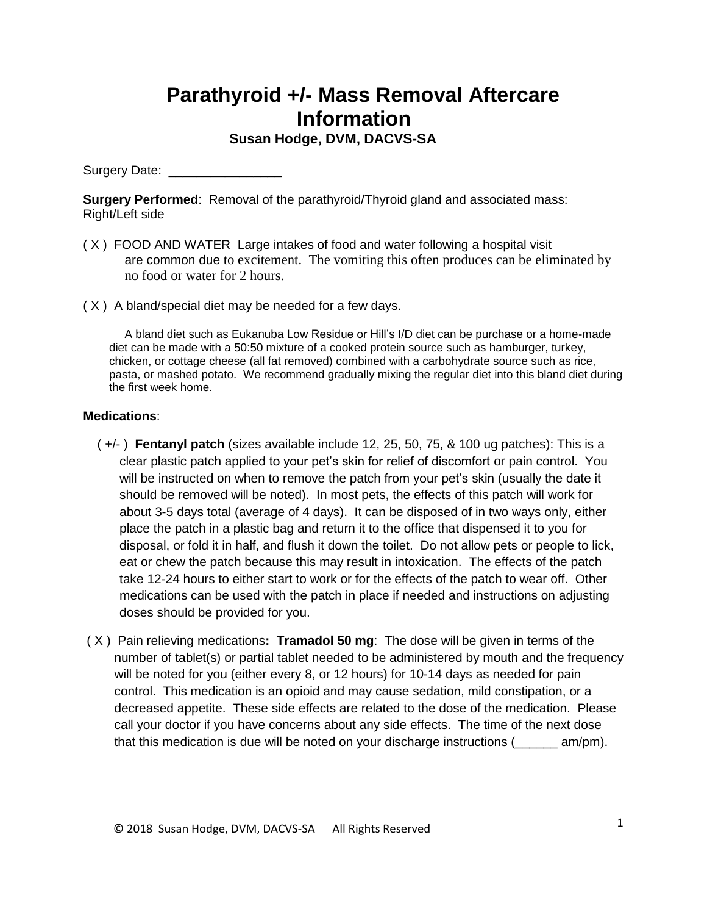# Parathyroid +/- Mass Removal Aftercare Information

**Susan Hodge, DVM, DACVS-SA**

Surgery Date: ________________

**Surgery Performed**: Removal of the parathyroid/Thyroid gland and associated mass: Right/Left side

( X ) FOOD AND WATER Large intakes of food and water following a hospital visit are common due to excitement. The vomiting this often produces can be eliminated by no food or water for 2 hours.

( X ) A bland/special diet may be needed for a few days.

A bland diet such as Eukanuba Low Residue or Hill's I/D diet can be purchase or a home-made diet can be made with a 50:50 mixture of a cooked protein source such as hamburger, turkey, chicken, or cottage cheese (all fat removed) combined with a carbohydrate source such as rice, pasta, or mashed potato. We recommend gradually mixing the regular diet into this bland diet during the first week home.

**Medications**:

( +/- ) **Fentanyl patch** (sizes available include 12, 25, 50, 75, & 100 ug patches): This is a clear plastic patch applied to your pet's skin for relief of discomfort or pain control. You will be instructed on when to remove the patch from your pet's skin (usually the date it should be removed will be noted). In most pets, the effects of this patch will work for about 3-5 days total (average of 4 days). It can be disposed of in two ways only, either place the patch in a plastic bag and return it to the office that dispensed it to you for disposal, or fold it in half, and flush it down the toilet. Do not allow pets or people to lick, eat or chew the patch because this may result in intoxication. The effects of the patch take 12-24 hours to either start to work or for the effects of the patch to wear off. Other medications can be used with the patch in place if needed and instructions on adjusting doses should be provided for you.

( X ) Pain relieving medications**: Tramadol 50 mg**: The dose will be given in terms of the number of tablet(s) or partial tablet needed to be administered by mouth and the frequency will be noted for you (either every 8, or 12 hours) for 10-14 days as needed for pain control. This medication is an opioid and may cause sedation, mild constipation, or a decreased appetite. These side effects are related to the dose of the medication. Please call your doctor if you have concerns about any side effects. The time of the next dose that this medication is due will be noted on your discharge instructions (______ am/pm).

© 2018 Susan Hodge, DVM, DACVS-SA All Rights Reserved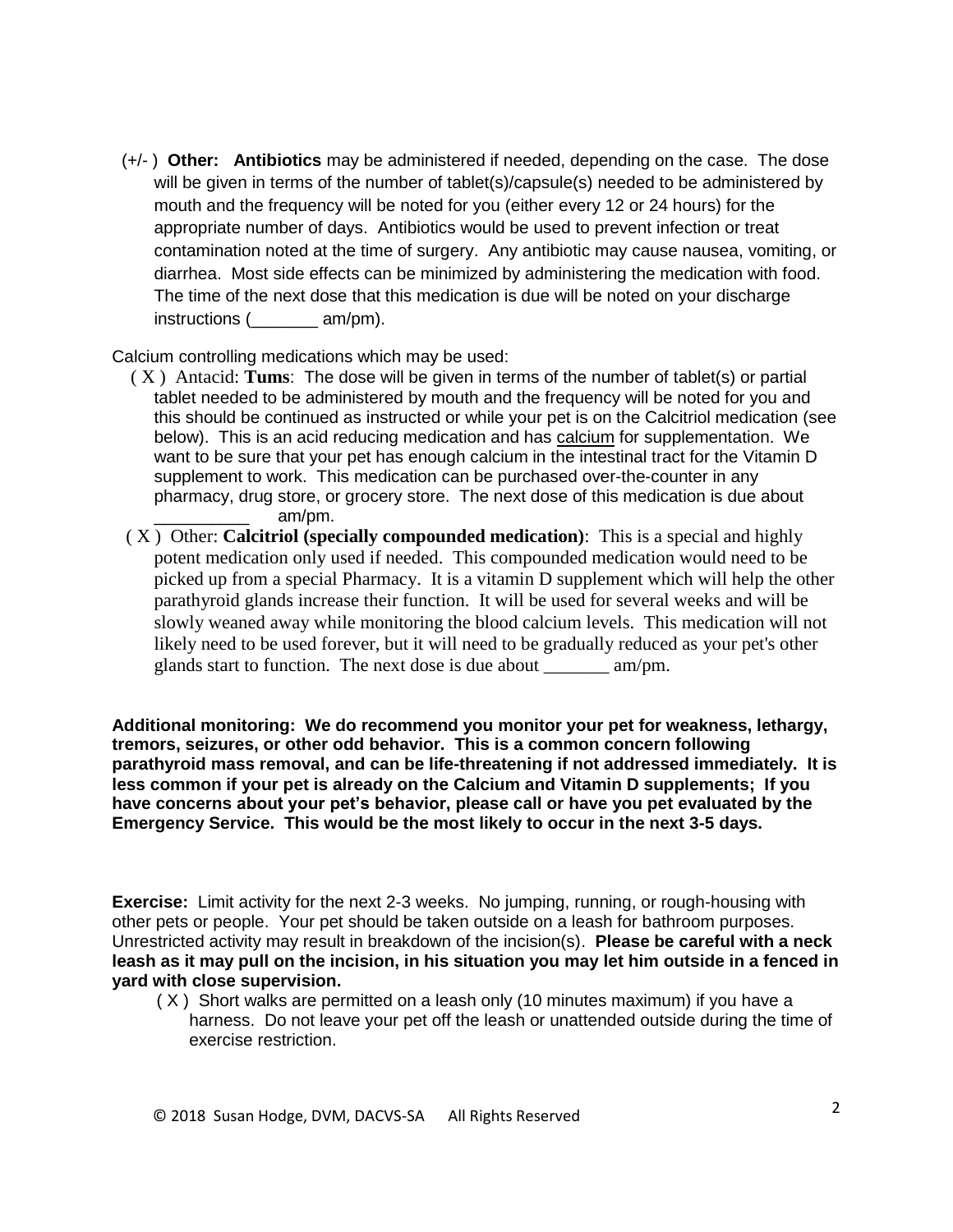(+/- ) **Other: Antibiotics** may be administered if needed, depending on the case. The dose will be given in terms of the number of tablet(s)/capsule(s) needed to be administered by mouth and the frequency will be noted for you (either every 12 or 24 hours) for the appropriate number of days. Antibiotics would be used to prevent infection or treat contamination noted at the time of surgery. Any antibiotic may cause nausea, vomiting, or diarrhea. Most side effects can be minimized by administering the medication with food. The time of the next dose that this medication is due will be noted on your discharge instructions (_______ am/pm).

Calcium controlling medications which may be used:

( X ) Antacid: **Tums**: The dose will be given in terms of the number of tablet(s) or partial tablet needed to be administered by mouth and the frequency will be noted for you and this should be continued as instructed or while your pet is on the Calcitriol medication (see below). This is an acid reducing medication and has calcium for supplementation. We want to be sure that your pet has enough calcium in the intestinal tract for the Vitamin D supplement to work. This medication can be purchased over-the-counter in any pharmacy, drug store, or grocery store. The next dose of this medication is due about __________ am/pm.

( X ) Other: **Calcitriol (specially compounded medication)**: This is a special and highly potent medication only used if needed. This compounded medication would need to be picked up from a special Pharmacy. It is a vitamin D supplement which will help the other parathyroid glands increase their function. It will be used for several weeks and will be slowly weaned away while monitoring the blood calcium levels. This medication will not likely need to be used forever, but it will need to be gradually reduced as your pet's other glands start to function. The next dose is due about _______ am/pm.

**Additional monitoring: We do recommend you monitor your pet for weakness, lethargy, tremors, seizures, or other odd behavior. This is a common concern following parathyroid mass removal, and can be life-threatening if not addressed immediately. It is less common if your pet is already on the Calcium and Vitamin D supplements; If you have concerns about your pet's behavior, please call or have you pet evaluated by the Emergency Service. This would be the most likely to occur in the next 3-5 days.**

**Exercise:** Limit activity for the next 2-3 weeks. No jumping, running, or rough-housing with other pets or people. Your pet should be taken outside on a leash for bathroom purposes. Unrestricted activity may result in breakdown of the incision(s). **Please be careful with a neck leash as it may pull on the incision, in his situation you may let him outside in a fenced in yard with close supervision.**

( X ) Short walks are permitted on a leash only (10 minutes maximum) if you have a harness. Do not leave your pet off the leash or unattended outside during the time of exercise restriction.

© 2018 Susan Hodge, DVM, DACVS-SA All Rights Reserved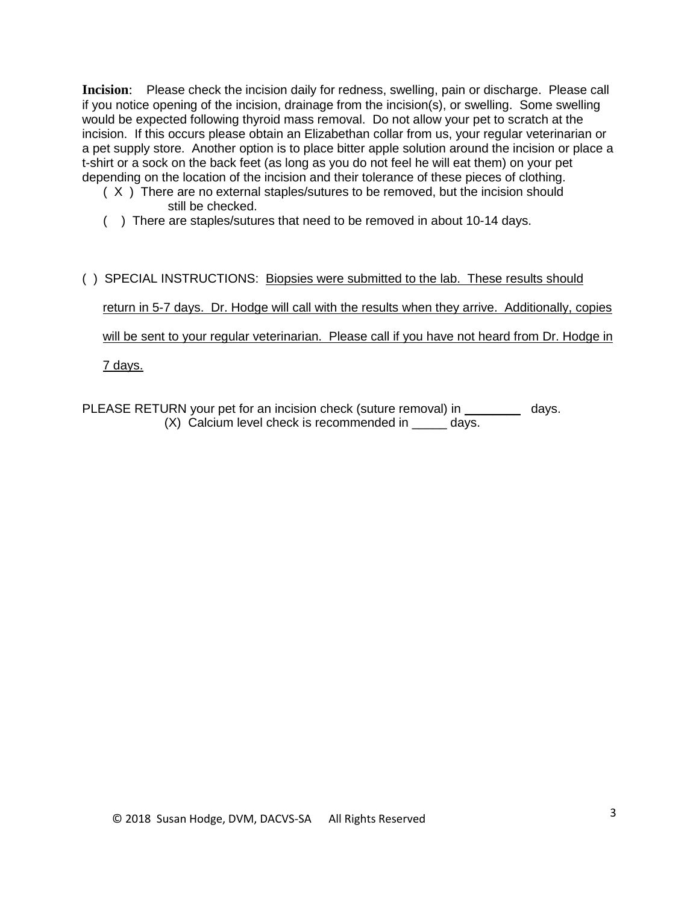**Incision**: Please check the incision daily for redness, swelling, pain or discharge. Please call if you notice opening of the incision, drainage from the incision(s), or swelling. Some swelling would be expected following thyroid mass removal. Do not allow your pet to scratch at the incision. If this occurs please obtain an Elizabethan collar from us, your regular veterinarian or a pet supply store. Another option is to place bitter apple solution around the incision or place a t-shirt or a sock on the back feet (as long as you do not feel he will eat them) on your pet depending on the location of the incision and their tolerance of these pieces of clothing.

( X ) There are no external staples/sutures to be removed, but the incision should still be checked.

( ) There are staples/sutures that need to be removed in about 10-14 days.

( ) SPECIAL INSTRUCTIONS: <u>Biopsies were submitted to the lab. These results should return in 5-7 days. Dr. Hodge will call with the results when they arrive. Additionally, copies will be sent to your regular veterinarian. Please call if you have not heard from Dr. Hodge in 7 days.</u>

PLEASE RETURN your pet for an incision check (suture removal) in ________ days.

(X) Calcium level check is recommended in _____ days.

© 2018 Susan Hodge, DVM, DACVS-SA All Rights Reserved